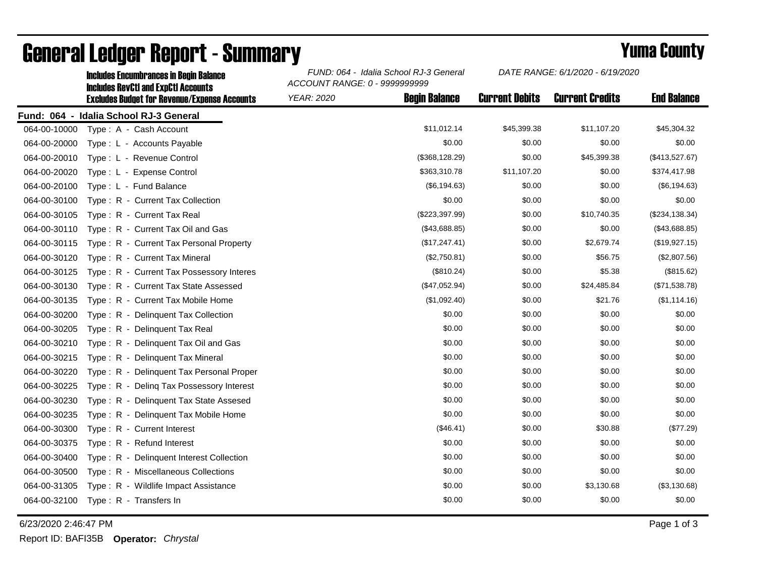# General Ledger Report - Summary

## Yuma County

**Includes Encumbrances in Begin Balance**
**Includes RevCtl and ExpCtl Accounts**
**Excludes Budget for Revenue/Expense Accounts**

*FUND: 064 - Idalia School RJ-3 General*
*ACCOUNT RANGE: 0 - 9999999999*
*YEAR: 2020*

*DATE RANGE: 6/1/2020 - 6/19/2020*

**Fund: 064 - Idalia School RJ-3 General**

| Account | Description | Begin Balance | Current Debits | Current Credits | End Balance |
|---|---|---|---|---|---|
| 064-00-10000 | Type : A - Cash Account | $11,012.14 | $45,399.38 | $11,107.20 | $45,304.32 |
| 064-00-20000 | Type : L - Accounts Payable | $0.00 | $0.00 | $0.00 | $0.00 |
| 064-00-20010 | Type : L - Revenue Control | ($368,128.29) | $0.00 | $45,399.38 | ($413,527.67) |
| 064-00-20020 | Type : L - Expense Control | $363,310.78 | $11,107.20 | $0.00 | $374,417.98 |
| 064-00-20100 | Type : L - Fund Balance | ($6,194.63) | $0.00 | $0.00 | ($6,194.63) |
| 064-00-30100 | Type : R - Current Tax Collection | $0.00 | $0.00 | $0.00 | $0.00 |
| 064-00-30105 | Type : R - Current Tax Real | ($223,397.99) | $0.00 | $10,740.35 | ($234,138.34) |
| 064-00-30110 | Type : R - Current Tax Oil and Gas | ($43,688.85) | $0.00 | $0.00 | ($43,688.85) |
| 064-00-30115 | Type : R - Current Tax Personal Property | ($17,247.41) | $0.00 | $2,679.74 | ($19,927.15) |
| 064-00-30120 | Type : R - Current Tax Mineral | ($2,750.81) | $0.00 | $56.75 | ($2,807.56) |
| 064-00-30125 | Type : R - Current Tax Possessory Interes | ($810.24) | $0.00 | $5.38 | ($815.62) |
| 064-00-30130 | Type : R - Current Tax State Assessed | ($47,052.94) | $0.00 | $24,485.84 | ($71,538.78) |
| 064-00-30135 | Type : R - Current Tax Mobile Home | ($1,092.40) | $0.00 | $21.76 | ($1,114.16) |
| 064-00-30200 | Type : R - Delinquent Tax Collection | $0.00 | $0.00 | $0.00 | $0.00 |
| 064-00-30205 | Type : R - Delinquent Tax Real | $0.00 | $0.00 | $0.00 | $0.00 |
| 064-00-30210 | Type : R - Delinquent Tax Oil and Gas | $0.00 | $0.00 | $0.00 | $0.00 |
| 064-00-30215 | Type : R - Delinquent Tax Mineral | $0.00 | $0.00 | $0.00 | $0.00 |
| 064-00-30220 | Type : R - Delinquent Tax Personal Proper | $0.00 | $0.00 | $0.00 | $0.00 |
| 064-00-30225 | Type : R - Delinq Tax Possessory Interest | $0.00 | $0.00 | $0.00 | $0.00 |
| 064-00-30230 | Type : R - Delinquent Tax State Assesed | $0.00 | $0.00 | $0.00 | $0.00 |
| 064-00-30235 | Type : R - Delinquent Tax Mobile Home | $0.00 | $0.00 | $0.00 | $0.00 |
| 064-00-30300 | Type : R - Current Interest | ($46.41) | $0.00 | $30.88 | ($77.29) |
| 064-00-30375 | Type : R - Refund Interest | $0.00 | $0.00 | $0.00 | $0.00 |
| 064-00-30400 | Type : R - Delinquent Interest Collection | $0.00 | $0.00 | $0.00 | $0.00 |
| 064-00-30500 | Type : R - Miscellaneous Collections | $0.00 | $0.00 | $0.00 | $0.00 |
| 064-00-31305 | Type : R - Wildlife Impact Assistance | $0.00 | $0.00 | $3,130.68 | ($3,130.68) |
| 064-00-32100 | Type : R - Transfers In | $0.00 | $0.00 | $0.00 | $0.00 |

6/23/2020 2:46:47 PM

Report ID: BAFI35B **Operator:** *Chrystal*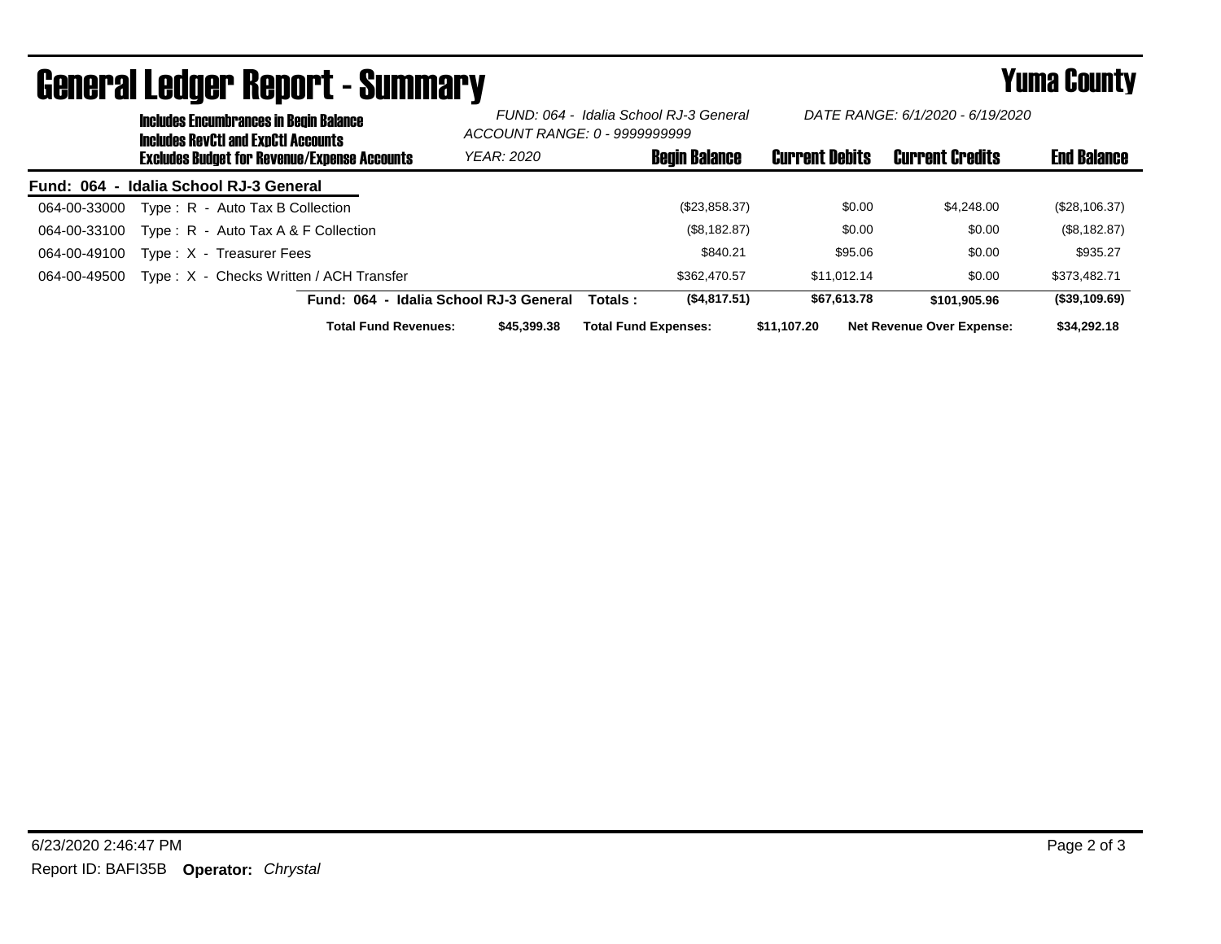# General Ledger Report - Summary

**Yuma County**

**Includes Encumbrances in Begin Balance**
**Includes RevCtl and ExpCtl Accounts**
**Excludes Budget for Revenue/Expense Accounts**

*FUND: 064 - Idalia School RJ-3 General*
*ACCOUNT RANGE: 0 - 9999999999*
*YEAR: 2020*

*DATE RANGE: 6/1/2020 - 6/19/2020*

**Fund: 064 - Idalia School RJ-3 General**

| Account | Description | Begin Balance | Current Debits | Current Credits | End Balance |
|---|---|---|---|---|---|
| 064-00-33000 | Type : R - Auto Tax B Collection | ($23,858.37) | $0.00 | $4,248.00 | ($28,106.37) |
| 064-00-33100 | Type : R - Auto Tax A & F Collection | ($8,182.87) | $0.00 | $0.00 | ($8,182.87) |
| 064-00-49100 | Type : X - Treasurer Fees | $840.21 | $95.06 | $0.00 | $935.27 |
| 064-00-49500 | Type : X - Checks Written / ACH Transfer | $362,470.57 | $11,012.14 | $0.00 | $373,482.71 |
| | **Fund: 064 - Idalia School RJ-3 General Totals :** | **($4,817.51)** | **$67,613.78** | **$101,905.96** | **($39,109.69)** |

**Total Fund Revenues:** $45,399.38 **Total Fund Expenses:** $11,107.20 **Net Revenue Over Expense:** $34,292.18

6/23/2020 2:46:47 PM

Report ID: BAFI35B **Operator:** *Chrystal*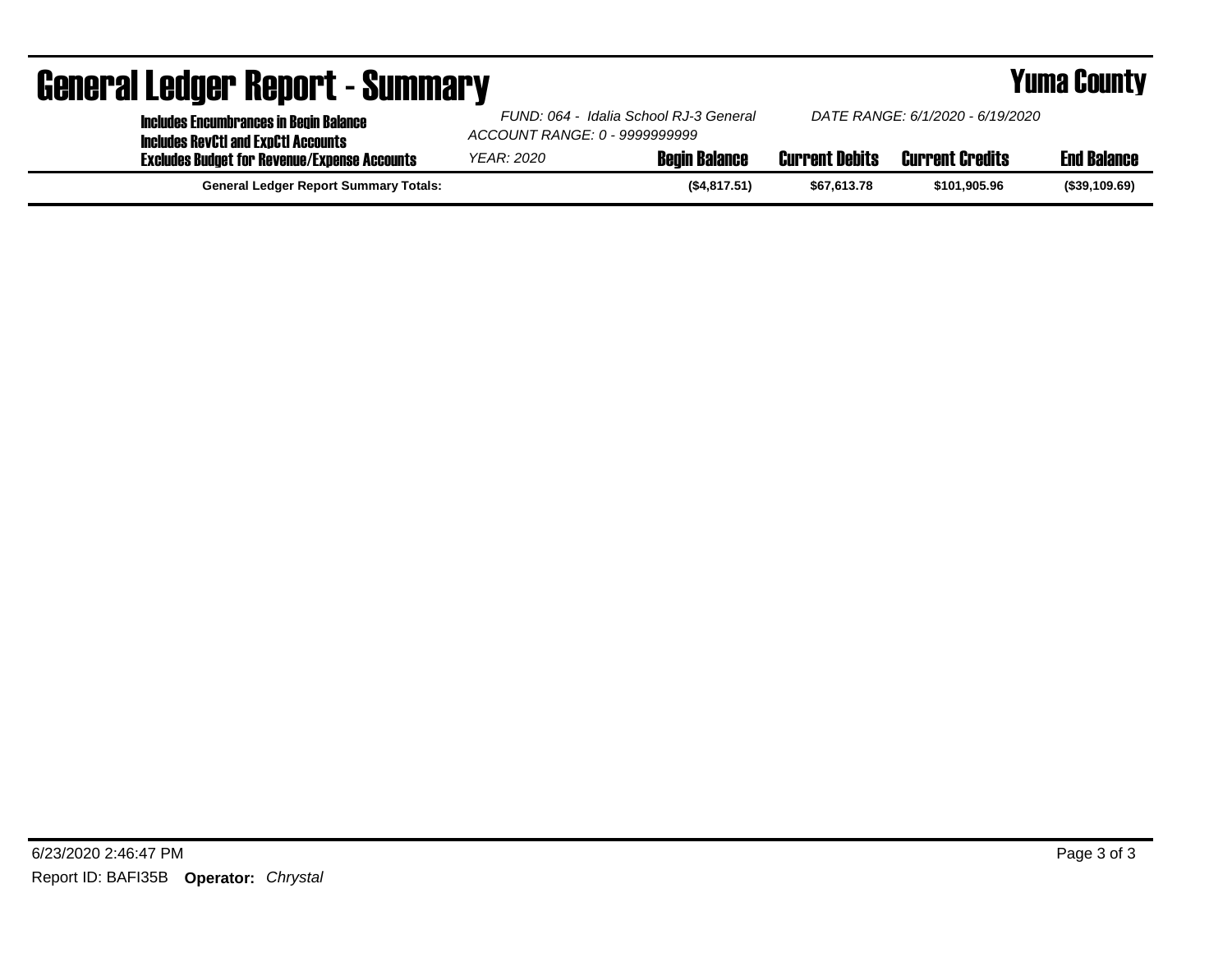# General Ledger Report - Summary

**Yuma County**

**Includes Encumbrances in Begin Balance**
**Includes RevCtl and ExpCtl Accounts**
**Excludes Budget for Revenue/Expense Accounts**

*FUND: 064 - Idalia School RJ-3 General*
*ACCOUNT RANGE: 0 - 9999999999*
*YEAR: 2020*

*DATE RANGE: 6/1/2020 - 6/19/2020*

| | Begin Balance | Current Debits | Current Credits | End Balance |
|---|---|---|---|---|
| **General Ledger Report Summary Totals:** | **($4,817.51)** | **$67,613.78** | **$101,905.96** | **($39,109.69)** |

6/23/2020 2:46:47 PM

Report ID: BAFI35B **Operator:** *Chrystal*